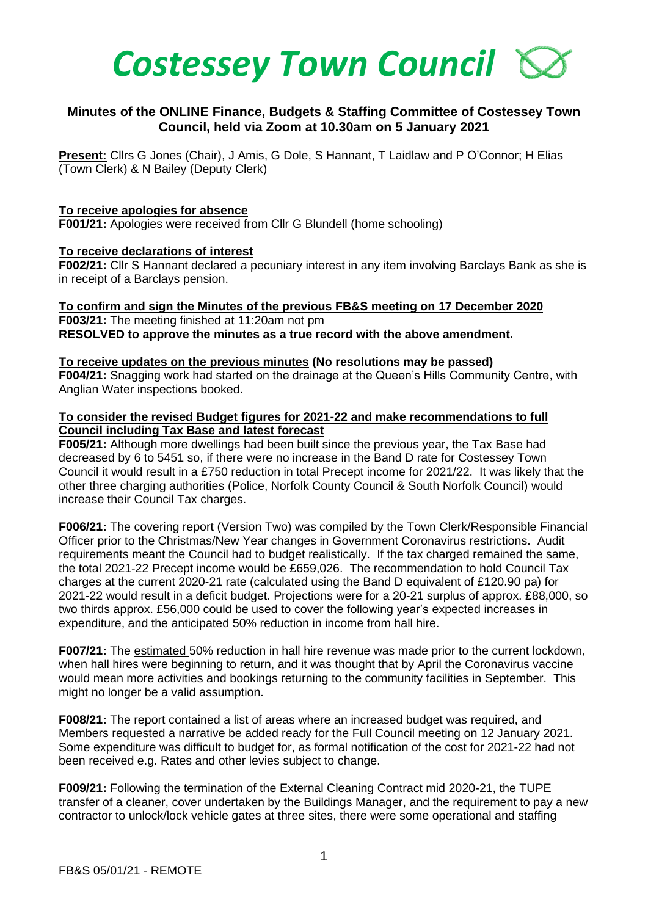# *Costessey Town Council*

## Minutes of the ONLINE Finance, Budgets & Staffing Committee of Costessey Town Council, held via Zoom at 10.30am on 5 January 2021

**Present:** Cllrs G Jones (Chair), J Amis, G Dole, S Hannant, T Laidlaw and P O'Connor; H Elias (Town Clerk) & N Bailey (Deputy Clerk)

**To receive apologies for absence**

**F001/21:** Apologies were received from Cllr G Blundell (home schooling)

**To receive declarations of interest**

**F002/21:** Cllr S Hannant declared a pecuniary interest in any item involving Barclays Bank as she is in receipt of a Barclays pension.

**To confirm and sign the Minutes of the previous FB&S meeting on 17 December 2020**

**F003/21:** The meeting finished at 11:20am not pm

**RESOLVED to approve the minutes as a true record with the above amendment.**

**To receive updates on the previous minutes (No resolutions may be passed)**

**F004/21:** Snagging work had started on the drainage at the Queen's Hills Community Centre, with Anglian Water inspections booked.

**To consider the revised Budget figures for 2021-22 and make recommendations to full Council including Tax Base and latest forecast**

**F005/21:** Although more dwellings had been built since the previous year, the Tax Base had decreased by 6 to 5451 so, if there were no increase in the Band D rate for Costessey Town Council it would result in a £750 reduction in total Precept income for 2021/22. It was likely that the other three charging authorities (Police, Norfolk County Council & South Norfolk Council) would increase their Council Tax charges.

**F006/21:** The covering report (Version Two) was compiled by the Town Clerk/Responsible Financial Officer prior to the Christmas/New Year changes in Government Coronavirus restrictions. Audit requirements meant the Council had to budget realistically. If the tax charged remained the same, the total 2021-22 Precept income would be £659,026. The recommendation to hold Council Tax charges at the current 2020-21 rate (calculated using the Band D equivalent of £120.90 pa) for 2021-22 would result in a deficit budget. Projections were for a 20-21 surplus of approx. £88,000, so two thirds approx. £56,000 could be used to cover the following year's expected increases in expenditure, and the anticipated 50% reduction in income from hall hire.

**F007/21:** The estimated 50% reduction in hall hire revenue was made prior to the current lockdown, when hall hires were beginning to return, and it was thought that by April the Coronavirus vaccine would mean more activities and bookings returning to the community facilities in September. This might no longer be a valid assumption.

**F008/21:** The report contained a list of areas where an increased budget was required, and Members requested a narrative be added ready for the Full Council meeting on 12 January 2021. Some expenditure was difficult to budget for, as formal notification of the cost for 2021-22 had not been received e.g. Rates and other levies subject to change.

**F009/21:** Following the termination of the External Cleaning Contract mid 2020-21, the TUPE transfer of a cleaner, cover undertaken by the Buildings Manager, and the requirement to pay a new contractor to unlock/lock vehicle gates at three sites, there were some operational and staffing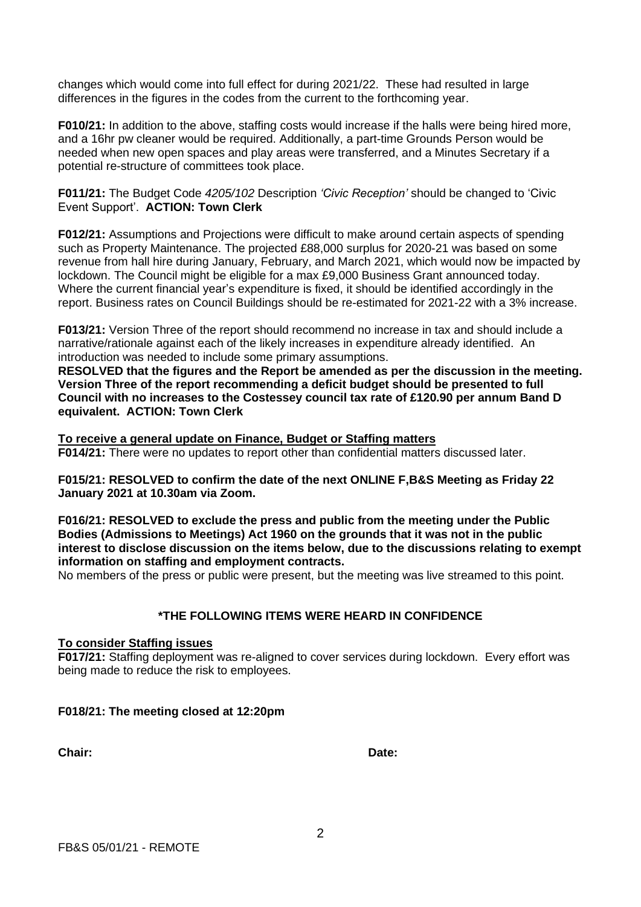changes which would come into full effect for during 2021/22. These had resulted in large differences in the figures in the codes from the current to the forthcoming year.

**F010/21:** In addition to the above, staffing costs would increase if the halls were being hired more, and a 16hr pw cleaner would be required. Additionally, a part-time Grounds Person would be needed when new open spaces and play areas were transferred, and a Minutes Secretary if a potential re-structure of committees took place.

**F011/21:** The Budget Code *4205/102* Description *'Civic Reception'* should be changed to 'Civic Event Support'. **ACTION: Town Clerk**

**F012/21:** Assumptions and Projections were difficult to make around certain aspects of spending such as Property Maintenance. The projected £88,000 surplus for 2020-21 was based on some revenue from hall hire during January, February, and March 2021, which would now be impacted by lockdown. The Council might be eligible for a max £9,000 Business Grant announced today. Where the current financial year's expenditure is fixed, it should be identified accordingly in the report. Business rates on Council Buildings should be re-estimated for 2021-22 with a 3% increase.

**F013/21:** Version Three of the report should recommend no increase in tax and should include a narrative/rationale against each of the likely increases in expenditure already identified. An introduction was needed to include some primary assumptions.
**RESOLVED that the figures and the Report be amended as per the discussion in the meeting. Version Three of the report recommending a deficit budget should be presented to full Council with no increases to the Costessey council tax rate of £120.90 per annum Band D equivalent. ACTION: Town Clerk**

**To receive a general update on Finance, Budget or Staffing matters**
**F014/21:** There were no updates to report other than confidential matters discussed later.

**F015/21: RESOLVED to confirm the date of the next ONLINE F,B&S Meeting as Friday 22 January 2021 at 10.30am via Zoom.**

**F016/21: RESOLVED to exclude the press and public from the meeting under the Public Bodies (Admissions to Meetings) Act 1960 on the grounds that it was not in the public interest to disclose discussion on the items below, due to the discussions relating to exempt information on staffing and employment contracts.**
No members of the press or public were present, but the meeting was live streamed to this point.

**\*THE FOLLOWING ITEMS WERE HEARD IN CONFIDENCE**

**To consider Staffing issues**
**F017/21:** Staffing deployment was re-aligned to cover services during lockdown. Every effort was being made to reduce the risk to employees.

**F018/21: The meeting closed at 12:20pm**

**Chair:** **Date:**